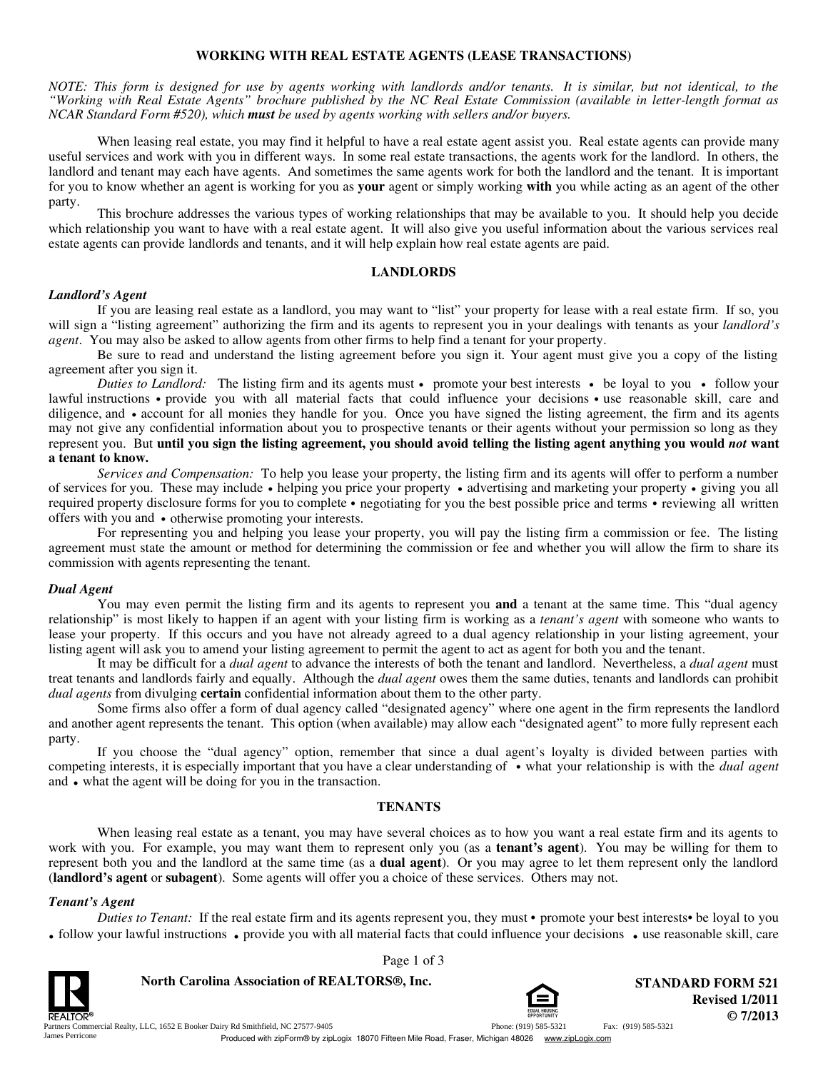# WORKING WITH REAL ESTATE AGENTS (LEASE TRANSACTIONS)

*NOTE: This form is designed for use by agents working with landlords and/or tenants. It is similar, but not identical, to the "Working with Real Estate Agents" brochure published by the NC Real Estate Commission (available in letter-length format as NCAR Standard Form #520), which* ***must*** *be used by agents working with sellers and/or buyers.*

When leasing real estate, you may find it helpful to have a real estate agent assist you. Real estate agents can provide many useful services and work with you in different ways. In some real estate transactions, the agents work for the landlord. In others, the landlord and tenant may each have agents. And sometimes the same agents work for both the landlord and the tenant. It is important for you to know whether an agent is working for you as **your** agent or simply working **with** you while acting as an agent of the other party.

This brochure addresses the various types of working relationships that may be available to you. It should help you decide which relationship you want to have with a real estate agent. It will also give you useful information about the various services real estate agents can provide landlords and tenants, and it will help explain how real estate agents are paid.

## LANDLORDS

### *Landlord's Agent*

If you are leasing real estate as a landlord, you may want to "list" your property for lease with a real estate firm. If so, you will sign a "listing agreement" authorizing the firm and its agents to represent you in your dealings with tenants as your *landlord's agent*. You may also be asked to allow agents from other firms to help find a tenant for your property.

Be sure to read and understand the listing agreement before you sign it. Your agent must give you a copy of the listing agreement after you sign it.

*Duties to Landlord:* The listing firm and its agents must • promote your best interests • be loyal to you • follow your lawful instructions • provide you with all material facts that could influence your decisions • use reasonable skill, care and diligence, and • account for all monies they handle for you. Once you have signed the listing agreement, the firm and its agents may not give any confidential information about you to prospective tenants or their agents without your permission so long as they represent you. But **until you sign the listing agreement, you should avoid telling the listing agent anything you would *not* want a tenant to know.**

*Services and Compensation:* To help you lease your property, the listing firm and its agents will offer to perform a number of services for you. These may include • helping you price your property • advertising and marketing your property • giving you all required property disclosure forms for you to complete • negotiating for you the best possible price and terms • reviewing all written offers with you and • otherwise promoting your interests.

For representing you and helping you lease your property, you will pay the listing firm a commission or fee. The listing agreement must state the amount or method for determining the commission or fee and whether you will allow the firm to share its commission with agents representing the tenant.

### *Dual Agent*

You may even permit the listing firm and its agents to represent you **and** a tenant at the same time. This "dual agency relationship" is most likely to happen if an agent with your listing firm is working as a *tenant's agent* with someone who wants to lease your property. If this occurs and you have not already agreed to a dual agency relationship in your listing agreement, your listing agent will ask you to amend your listing agreement to permit the agent to act as agent for both you and the tenant.

It may be difficult for a *dual agent* to advance the interests of both the tenant and landlord. Nevertheless, a *dual agent* must treat tenants and landlords fairly and equally. Although the *dual agent* owes them the same duties, tenants and landlords can prohibit *dual agents* from divulging **certain** confidential information about them to the other party.

Some firms also offer a form of dual agency called "designated agency" where one agent in the firm represents the landlord and another agent represents the tenant. This option (when available) may allow each "designated agent" to more fully represent each party.

If you choose the "dual agency" option, remember that since a dual agent's loyalty is divided between parties with competing interests, it is especially important that you have a clear understanding of • what your relationship is with the *dual agent* and • what the agent will be doing for you in the transaction.

## TENANTS

When leasing real estate as a tenant, you may have several choices as to how you want a real estate firm and its agents to work with you. For example, you may want them to represent only you (as a **tenant's agent**). You may be willing for them to represent both you and the landlord at the same time (as a **dual agent**). Or you may agree to let them represent only the landlord (**landlord's agent** or **subagent**). Some agents will offer you a choice of these services. Others may not.

### *Tenant's Agent*

*Duties to Tenant:* If the real estate firm and its agents represent you, they must • promote your best interests • be loyal to you • follow your lawful instructions • provide you with all material facts that could influence your decisions • use reasonable skill, care

North Carolina Association of REALTORS®, Inc.

STANDARD FORM 521
Revised 1/2011
© 7/2013

Partners Commercial Realty, LLC, 1652 E Booker Dairy Rd Smithfield, NC 27577-9405 Phone: (919) 585-5321 Fax: (919) 585-5321
James Perricone
Produced with zipForm® by zipLogix 18070 Fifteen Mile Road, Fraser, Michigan 48026 www.zipLogix.com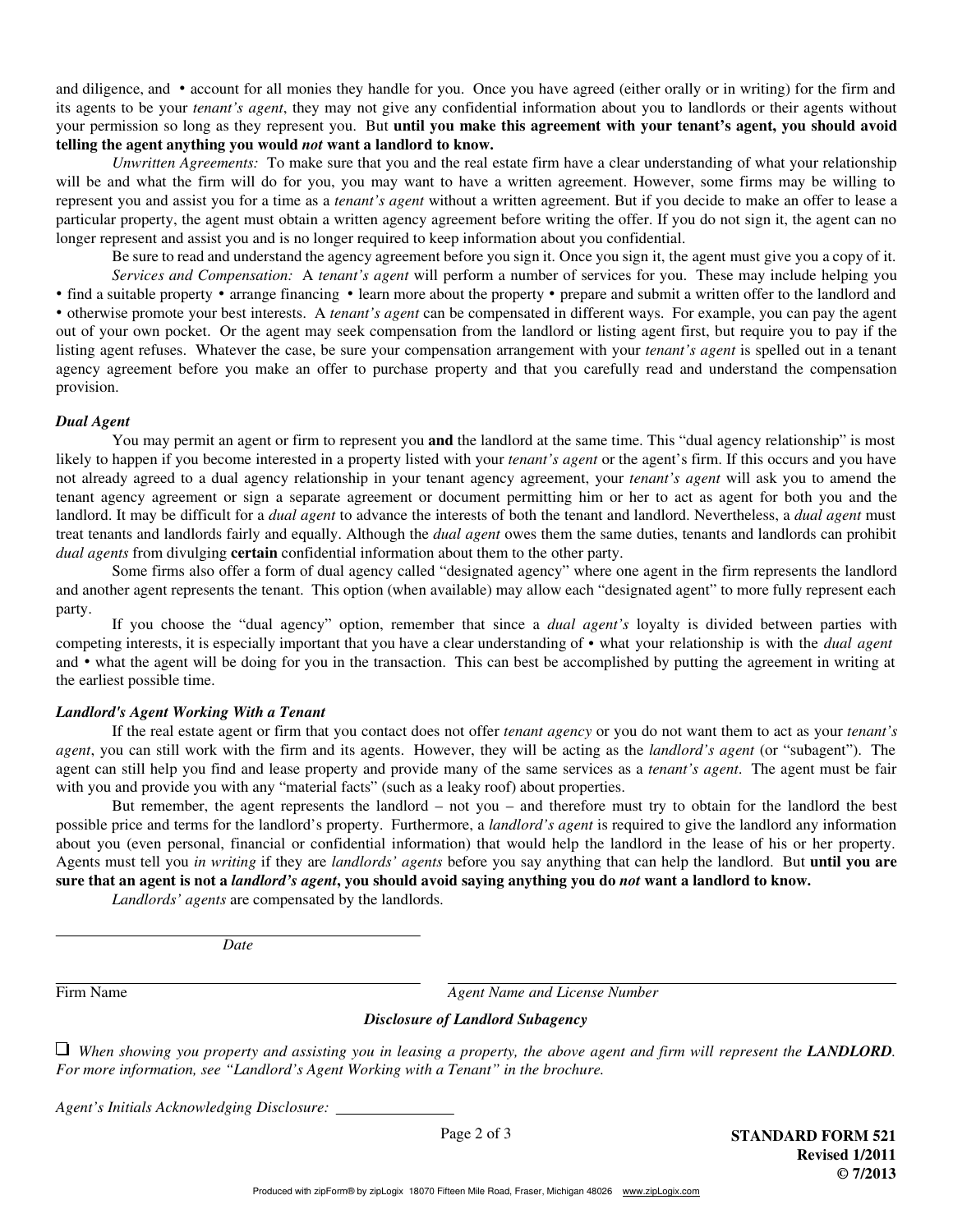and diligence, and • account for all monies they handle for you. Once you have agreed (either orally or in writing) for the firm and its agents to be your *tenant's agent*, they may not give any confidential information about you to landlords or their agents without your permission so long as they represent you. But **until you make this agreement with your tenant's agent, you should avoid telling the agent anything you would *not* want a landlord to know.**

*Unwritten Agreements:* To make sure that you and the real estate firm have a clear understanding of what your relationship will be and what the firm will do for you, you may want to have a written agreement. However, some firms may be willing to represent you and assist you for a time as a *tenant's agent* without a written agreement. But if you decide to make an offer to lease a particular property, the agent must obtain a written agency agreement before writing the offer. If you do not sign it, the agent can no longer represent and assist you and is no longer required to keep information about you confidential.

Be sure to read and understand the agency agreement before you sign it. Once you sign it, the agent must give you a copy of it.

*Services and Compensation:* A *tenant's agent* will perform a number of services for you. These may include helping you • find a suitable property • arrange financing • learn more about the property • prepare and submit a written offer to the landlord and • otherwise promote your best interests. A *tenant's agent* can be compensated in different ways. For example, you can pay the agent out of your own pocket. Or the agent may seek compensation from the landlord or listing agent first, but require you to pay if the listing agent refuses. Whatever the case, be sure your compensation arrangement with your *tenant's agent* is spelled out in a tenant agency agreement before you make an offer to purchase property and that you carefully read and understand the compensation provision.

### *Dual Agent*

You may permit an agent or firm to represent you **and** the landlord at the same time. This "dual agency relationship" is most likely to happen if you become interested in a property listed with your *tenant's agent* or the agent's firm. If this occurs and you have not already agreed to a dual agency relationship in your tenant agency agreement, your *tenant's agent* will ask you to amend the tenant agency agreement or sign a separate agreement or document permitting him or her to act as agent for both you and the landlord. It may be difficult for a *dual agent* to advance the interests of both the tenant and landlord. Nevertheless, a *dual agent* must treat tenants and landlords fairly and equally. Although the *dual agent* owes them the same duties, tenants and landlords can prohibit *dual agents* from divulging **certain** confidential information about them to the other party.

Some firms also offer a form of dual agency called "designated agency" where one agent in the firm represents the landlord and another agent represents the tenant. This option (when available) may allow each "designated agent" to more fully represent each party.

If you choose the "dual agency" option, remember that since a *dual agent's* loyalty is divided between parties with competing interests, it is especially important that you have a clear understanding of • what your relationship is with the *dual agent* and • what the agent will be doing for you in the transaction. This can best be accomplished by putting the agreement in writing at the earliest possible time.

### *Landlord's Agent Working With a Tenant*

If the real estate agent or firm that you contact does not offer *tenant agency* or you do not want them to act as your *tenant's agent*, you can still work with the firm and its agents. However, they will be acting as the *landlord's agent* (or "subagent"). The agent can still help you find and lease property and provide many of the same services as a *tenant's agent*. The agent must be fair with you and provide you with any "material facts" (such as a leaky roof) about properties.

But remember, the agent represents the landlord – not you – and therefore must try to obtain for the landlord the best possible price and terms for the landlord's property. Furthermore, a *landlord's agent* is required to give the landlord any information about you (even personal, financial or confidential information) that would help the landlord in the lease of his or her property. Agents must tell you *in writing* if they are *landlords' agents* before you say anything that can help the landlord. But **until you are sure that an agent is not a *landlord's agent*, you should avoid saying anything you do *not* want a landlord to know.**

*Landlords' agents* are compensated by the landlords.

\_\_\_\_\_\_\_\_\_\_\_\_\_\_\_\_\_\_\_\_\_\_\_\_\_\_\_\_\_\_\_\_\_\_\_\_\_\_\_\_
*Date*

\_\_\_\_\_\_\_\_\_\_\_\_\_\_\_\_\_\_\_\_\_\_\_\_\_\_\_\_\_\_\_\_\_\_\_\_\_\_\_\_ \_\_\_\_\_\_\_\_\_\_\_\_\_\_\_\_\_\_\_\_\_\_\_\_\_\_\_\_\_\_\_\_\_\_\_\_\_\_\_\_
Firm Name *Agent Name and License Number*

***Disclosure of Landlord Subagency***

❑ *When showing you property and assisting you in leasing a property, the above agent and firm will represent the **LANDLORD**. For more information, see "Landlord's Agent Working with a Tenant" in the brochure.*

*Agent's Initials Acknowledging Disclosure:* \_\_\_\_\_\_\_\_\_\_\_\_\_\_

**STANDARD FORM 521**
**Revised 1/2011**
**© 7/2013**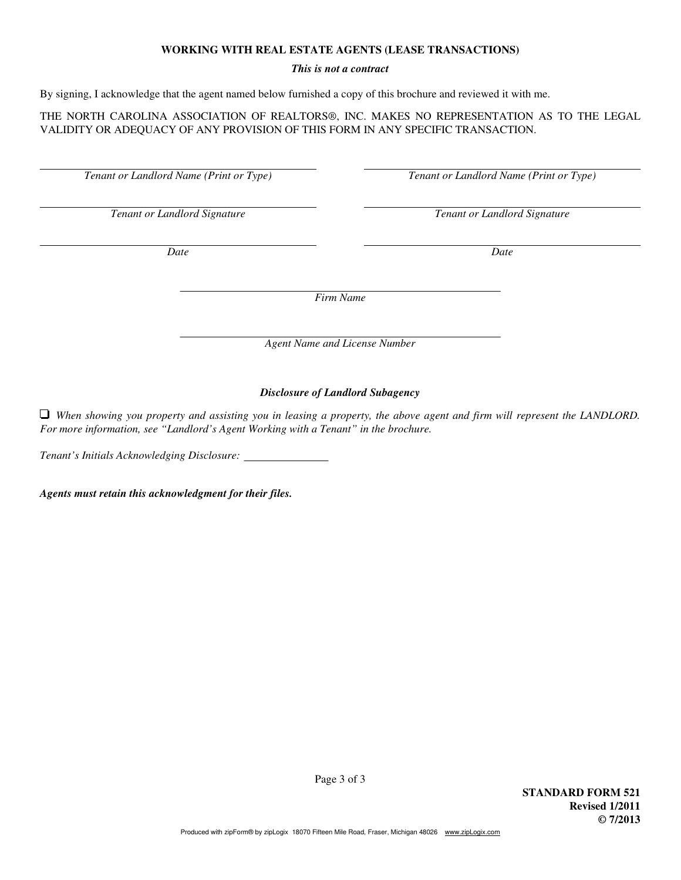**WORKING WITH REAL ESTATE AGENTS (LEASE TRANSACTIONS)**

***This is not a contract***

By signing, I acknowledge that the agent named below furnished a copy of this brochure and reviewed it with me.

THE NORTH CAROLINA ASSOCIATION OF REALTORS®, INC. MAKES NO REPRESENTATION AS TO THE LEGAL VALIDITY OR ADEQUACY OF ANY PROVISION OF THIS FORM IN ANY SPECIFIC TRANSACTION.

| | |
|---|---|
| ______________________________ | ______________________________ |
| *Tenant or Landlord Name (Print or Type)* | *Tenant or Landlord Name (Print or Type)* |
| ______________________________ | ______________________________ |
| *Tenant or Landlord Signature* | *Tenant or Landlord Signature* |
| ______________________________ | ______________________________ |
| *Date* | *Date* |

______________________________
*Firm Name*

______________________________
*Agent Name and License Number*

***Disclosure of Landlord Subagency***

☐ *When showing you property and assisting you in leasing a property, the above agent and firm will represent the LANDLORD. For more information, see "Landlord's Agent Working with a Tenant" in the brochure.*

*Tenant's Initials Acknowledging Disclosure:* ______________

***Agents must retain this acknowledgment for their files.***

**STANDARD FORM 521**
**Revised 1/2011**
**© 7/2013**